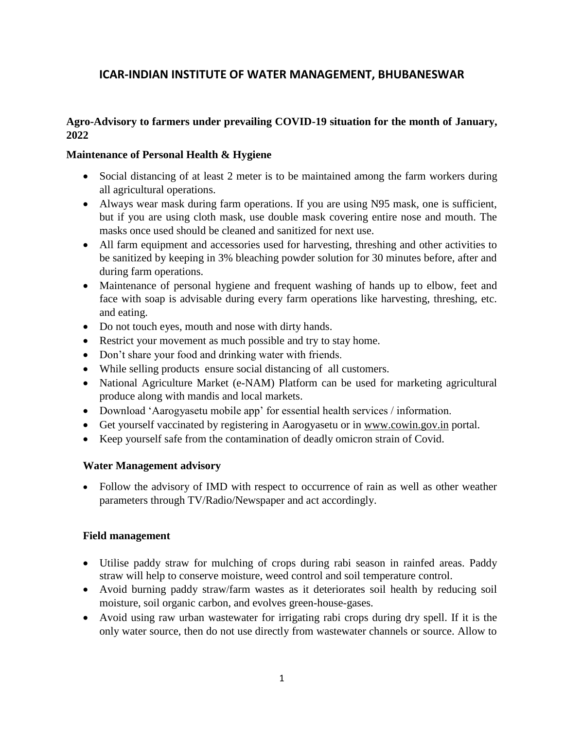# ICAR-INDIAN INSTITUTE OF WATER MANAGEMENT, BHUBANESWAR

## Agro-Advisory to farmers under prevailing COVID-19 situation for the month of January, 2022

### Maintenance of Personal Health & Hygiene

- Social distancing of at least 2 meter is to be maintained among the farm workers during all agricultural operations.
- Always wear mask during farm operations. If you are using N95 mask, one is sufficient, but if you are using cloth mask, use double mask covering entire nose and mouth. The masks once used should be cleaned and sanitized for next use.
- All farm equipment and accessories used for harvesting, threshing and other activities to be sanitized by keeping in 3% bleaching powder solution for 30 minutes before, after and during farm operations.
- Maintenance of personal hygiene and frequent washing of hands up to elbow, feet and face with soap is advisable during every farm operations like harvesting, threshing, etc. and eating.
- Do not touch eyes, mouth and nose with dirty hands.
- Restrict your movement as much possible and try to stay home.
- Don't share your food and drinking water with friends.
- While selling products ensure social distancing of all customers.
- National Agriculture Market (e-NAM) Platform can be used for marketing agricultural produce along with mandis and local markets.
- Download 'Aarogyasetu mobile app' for essential health services / information.
- Get yourself vaccinated by registering in Aarogyasetu or in www.cowin.gov.in portal.
- Keep yourself safe from the contamination of deadly omicron strain of Covid.

### Water Management advisory

- Follow the advisory of IMD with respect to occurrence of rain as well as other weather parameters through TV/Radio/Newspaper and act accordingly.

### Field management

- Utilise paddy straw for mulching of crops during rabi season in rainfed areas. Paddy straw will help to conserve moisture, weed control and soil temperature control.
- Avoid burning paddy straw/farm wastes as it deteriorates soil health by reducing soil moisture, soil organic carbon, and evolves green-house-gases.
- Avoid using raw urban wastewater for irrigating rabi crops during dry spell. If it is the only water source, then do not use directly from wastewater channels or source. Allow to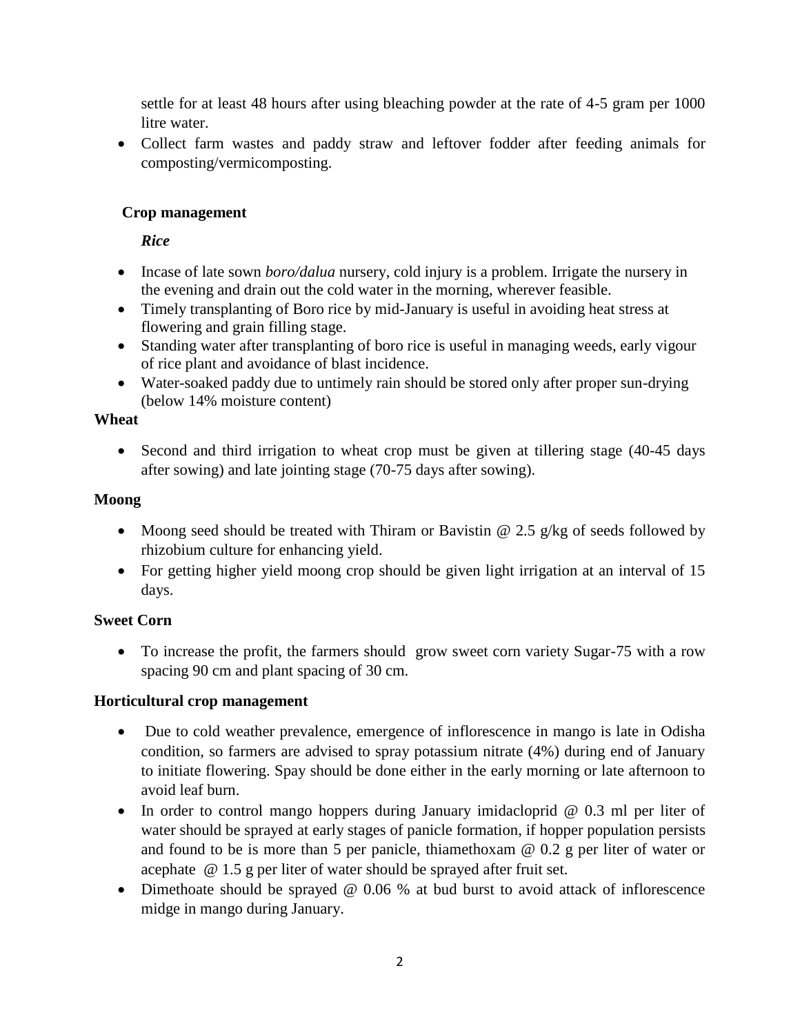settle for at least 48 hours after using bleaching powder at the rate of 4-5 gram per 1000 litre water.

- Collect farm wastes and paddy straw and leftover fodder after feeding animals for composting/vermicomposting.

### Crop management

#### *Rice*

- Incase of late sown *boro/dalua* nursery, cold injury is a problem. Irrigate the nursery in the evening and drain out the cold water in the morning, wherever feasible.
- Timely transplanting of Boro rice by mid-January is useful in avoiding heat stress at flowering and grain filling stage.
- Standing water after transplanting of boro rice is useful in managing weeds, early vigour of rice plant and avoidance of blast incidence.
- Water-soaked paddy due to untimely rain should be stored only after proper sun-drying (below 14% moisture content)

#### Wheat

- Second and third irrigation to wheat crop must be given at tillering stage (40-45 days after sowing) and late jointing stage (70-75 days after sowing).

#### Moong

- Moong seed should be treated with Thiram or Bavistin @ 2.5 g/kg of seeds followed by rhizobium culture for enhancing yield.
- For getting higher yield moong crop should be given light irrigation at an interval of 15 days.

#### Sweet Corn

- To increase the profit, the farmers should grow sweet corn variety Sugar-75 with a row spacing 90 cm and plant spacing of 30 cm.

### Horticultural crop management

- Due to cold weather prevalence, emergence of inflorescence in mango is late in Odisha condition, so farmers are advised to spray potassium nitrate (4%) during end of January to initiate flowering. Spay should be done either in the early morning or late afternoon to avoid leaf burn.
- In order to control mango hoppers during January imidacloprid @ 0.3 ml per liter of water should be sprayed at early stages of panicle formation, if hopper population persists and found to be is more than 5 per panicle, thiamethoxam @ 0.2 g per liter of water or acephate @ 1.5 g per liter of water should be sprayed after fruit set.
- Dimethoate should be sprayed @ 0.06 % at bud burst to avoid attack of inflorescence midge in mango during January.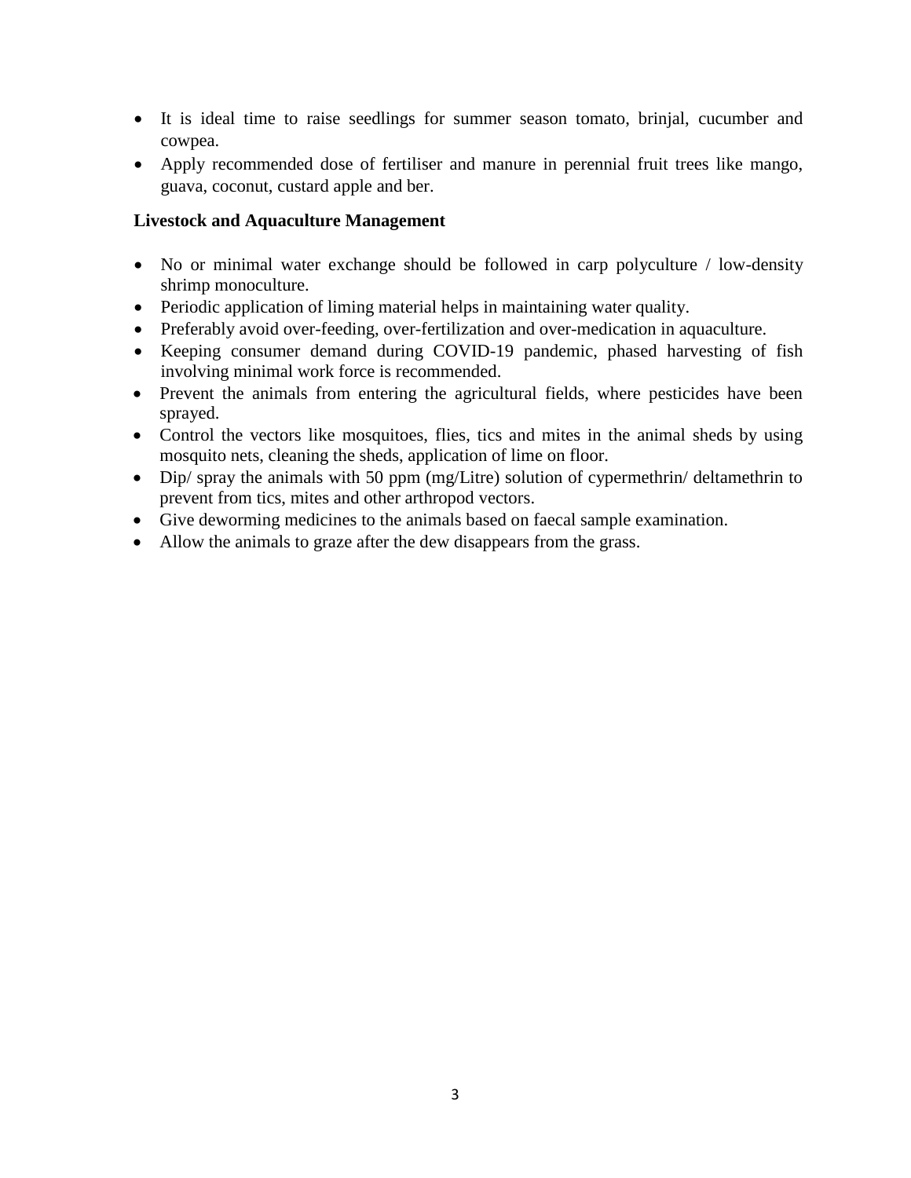- It is ideal time to raise seedlings for summer season tomato, brinjal, cucumber and cowpea.
- Apply recommended dose of fertiliser and manure in perennial fruit trees like mango, guava, coconut, custard apple and ber.

**Livestock and Aquaculture Management**

- No or minimal water exchange should be followed in carp polyculture / low-density shrimp monoculture.
- Periodic application of liming material helps in maintaining water quality.
- Preferably avoid over-feeding, over-fertilization and over-medication in aquaculture.
- Keeping consumer demand during COVID-19 pandemic, phased harvesting of fish involving minimal work force is recommended.
- Prevent the animals from entering the agricultural fields, where pesticides have been sprayed.
- Control the vectors like mosquitoes, flies, tics and mites in the animal sheds by using mosquito nets, cleaning the sheds, application of lime on floor.
- Dip/ spray the animals with 50 ppm (mg/Litre) solution of cypermethrin/ deltamethrin to prevent from tics, mites and other arthropod vectors.
- Give deworming medicines to the animals based on faecal sample examination.
- Allow the animals to graze after the dew disappears from the grass.